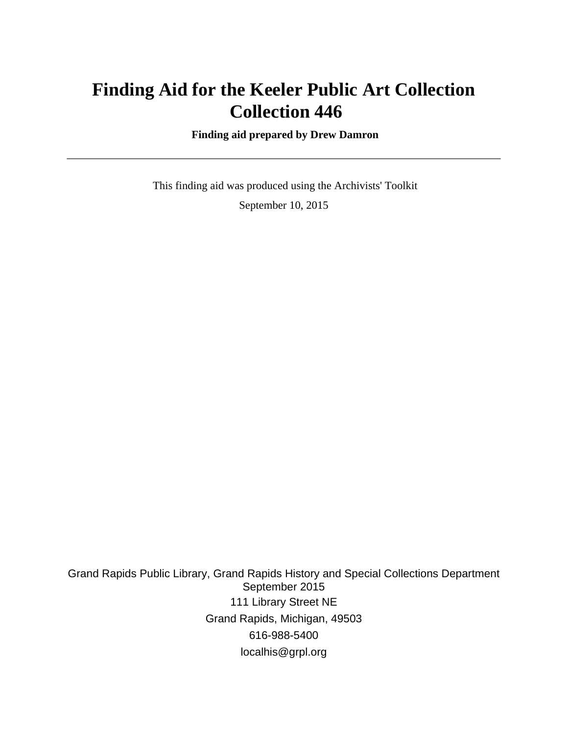# Finding Aid for the Keeler Public Art Collection Collection 446

**Finding aid prepared by Drew Damron**

---

This finding aid was produced using the Archivists' Toolkit

September 10, 2015

Grand Rapids Public Library, Grand Rapids History and Special Collections Department
September 2015
111 Library Street NE
Grand Rapids, Michigan, 49503
616-988-5400
localhis@grpl.org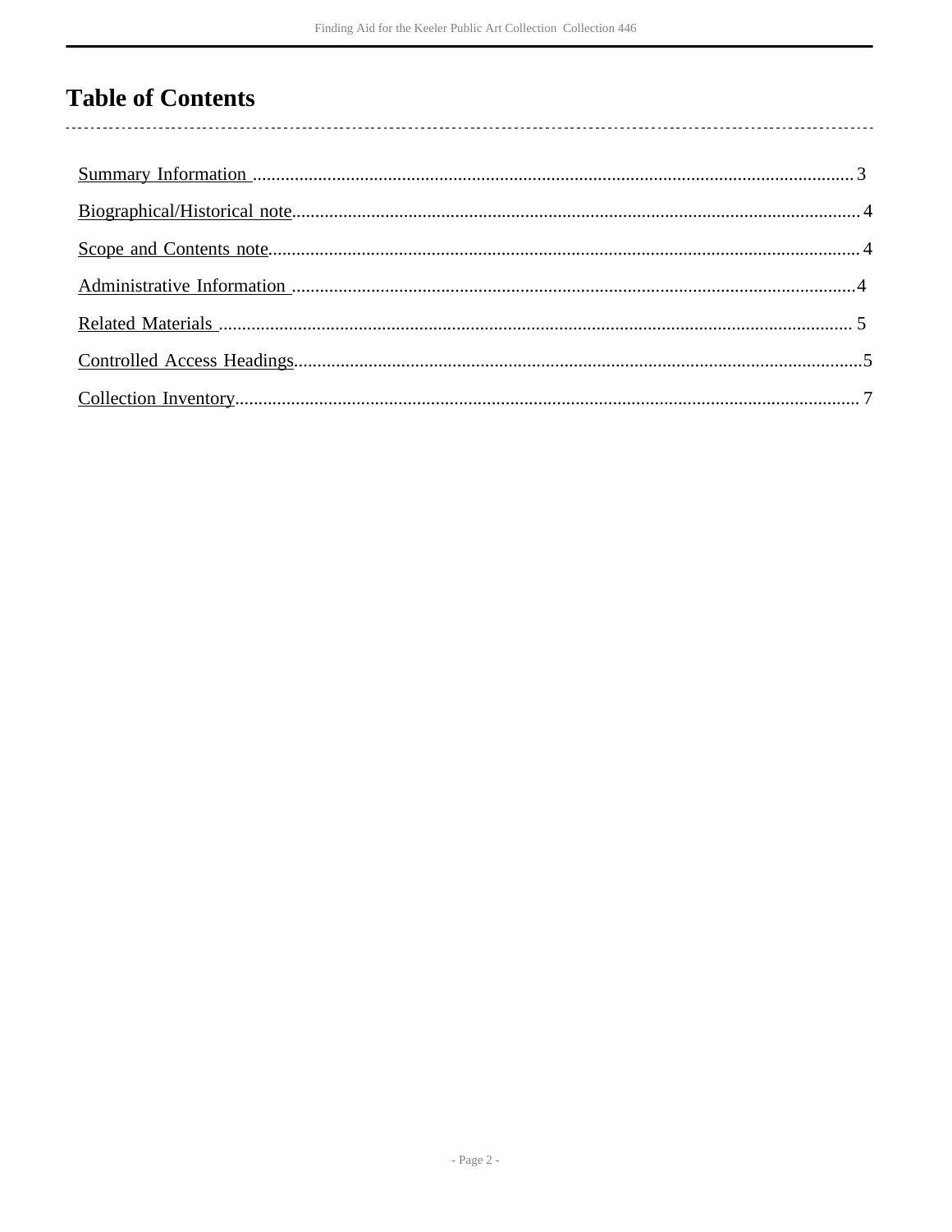# Table of Contents

Summary Information .......... 3

Biographical/Historical note.......... 4

Scope and Contents note.......... 4

Administrative Information .......... 4

Related Materials .......... 5

Controlled Access Headings.......... 5

Collection Inventory.......... 7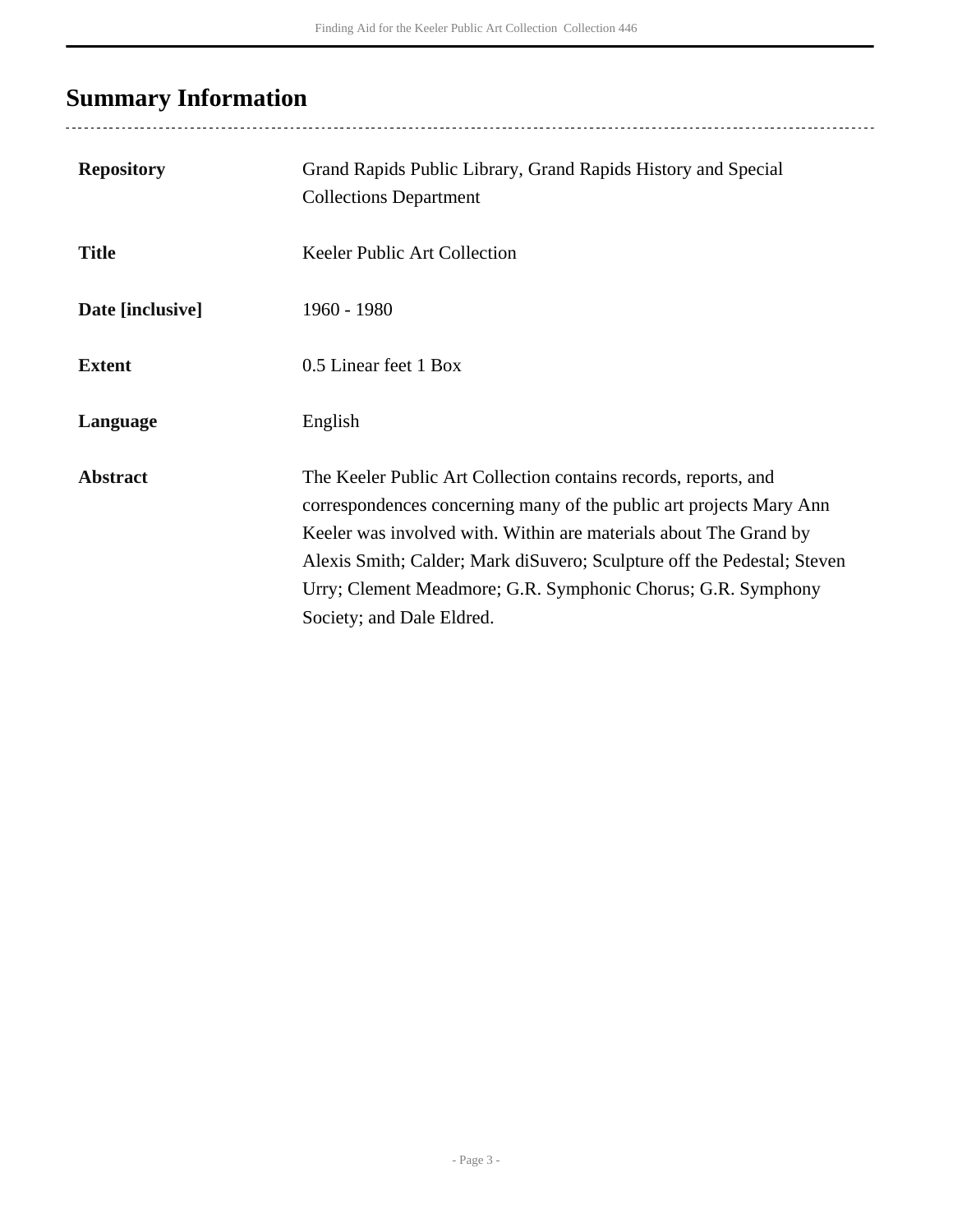## Summary Information

| | |
|---|---|
| **Repository** | Grand Rapids Public Library, Grand Rapids History and Special Collections Department |
| **Title** | Keeler Public Art Collection |
| **Date [inclusive]** | 1960 - 1980 |
| **Extent** | 0.5 Linear feet 1 Box |
| **Language** | English |
| **Abstract** | The Keeler Public Art Collection contains records, reports, and correspondences concerning many of the public art projects Mary Ann Keeler was involved with. Within are materials about The Grand by Alexis Smith; Calder; Mark diSuvero; Sculpture off the Pedestal; Steven Urry; Clement Meadmore; G.R. Symphonic Chorus; G.R. Symphony Society; and Dale Eldred. |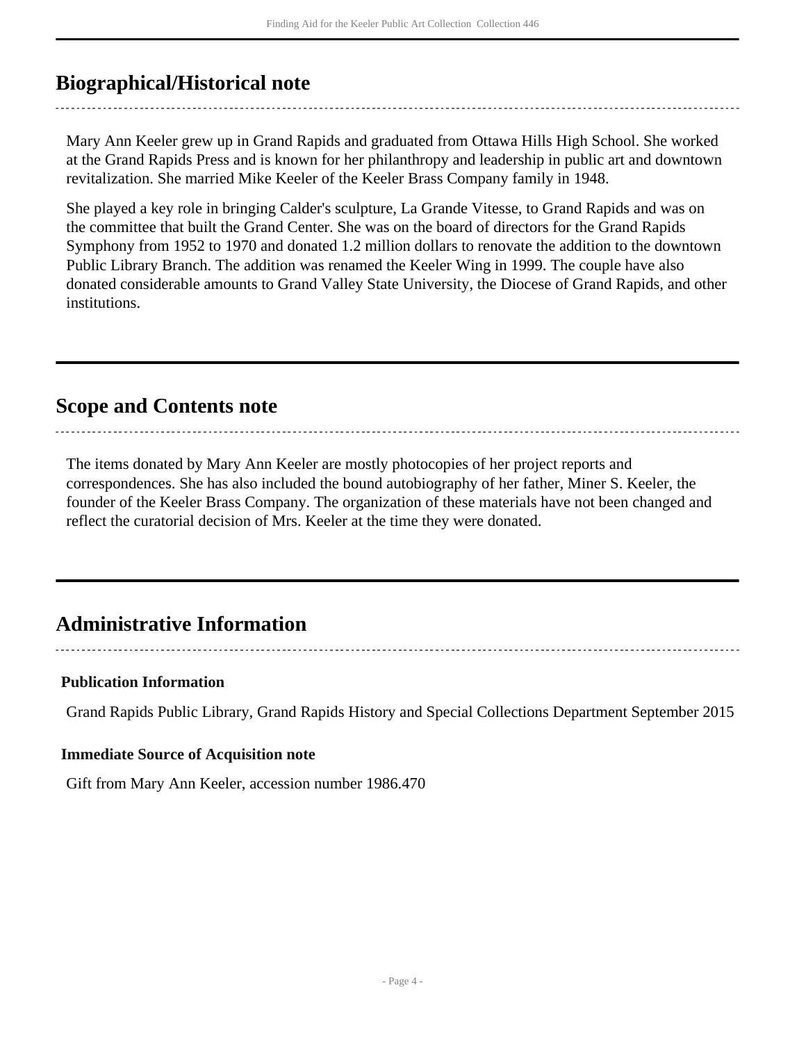## Biographical/Historical note

Mary Ann Keeler grew up in Grand Rapids and graduated from Ottawa Hills High School. She worked at the Grand Rapids Press and is known for her philanthropy and leadership in public art and downtown revitalization. She married Mike Keeler of the Keeler Brass Company family in 1948.

She played a key role in bringing Calder's sculpture, La Grande Vitesse, to Grand Rapids and was on the committee that built the Grand Center. She was on the board of directors for the Grand Rapids Symphony from 1952 to 1970 and donated 1.2 million dollars to renovate the addition to the downtown Public Library Branch. The addition was renamed the Keeler Wing in 1999. The couple have also donated considerable amounts to Grand Valley State University, the Diocese of Grand Rapids, and other institutions.

## Scope and Contents note

The items donated by Mary Ann Keeler are mostly photocopies of her project reports and correspondences. She has also included the bound autobiography of her father, Miner S. Keeler, the founder of the Keeler Brass Company. The organization of these materials have not been changed and reflect the curatorial decision of Mrs. Keeler at the time they were donated.

## Administrative Information

### Publication Information

Grand Rapids Public Library, Grand Rapids History and Special Collections Department September 2015

### Immediate Source of Acquisition note

Gift from Mary Ann Keeler, accession number 1986.470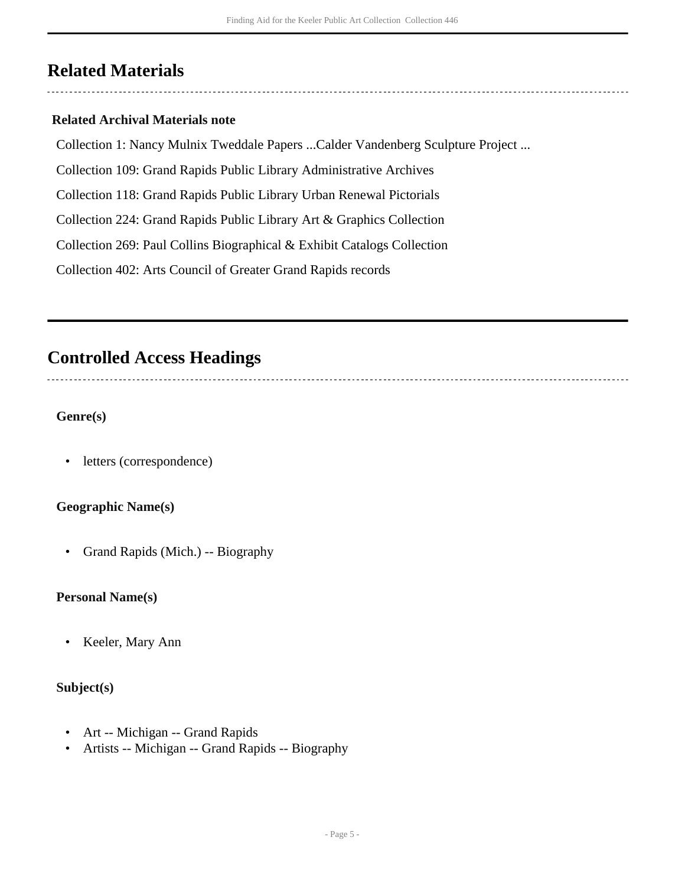## Related Materials

### Related Archival Materials note

Collection 1: Nancy Mulnix Tweddale Papers ...Calder Vandenberg Sculpture Project ...

Collection 109: Grand Rapids Public Library Administrative Archives

Collection 118: Grand Rapids Public Library Urban Renewal Pictorials

Collection 224: Grand Rapids Public Library Art & Graphics Collection

Collection 269: Paul Collins Biographical & Exhibit Catalogs Collection

Collection 402: Arts Council of Greater Grand Rapids records

## Controlled Access Headings

### Genre(s)

- letters (correspondence)

### Geographic Name(s)

- Grand Rapids (Mich.) -- Biography

### Personal Name(s)

- Keeler, Mary Ann

### Subject(s)

- Art -- Michigan -- Grand Rapids
- Artists -- Michigan -- Grand Rapids -- Biography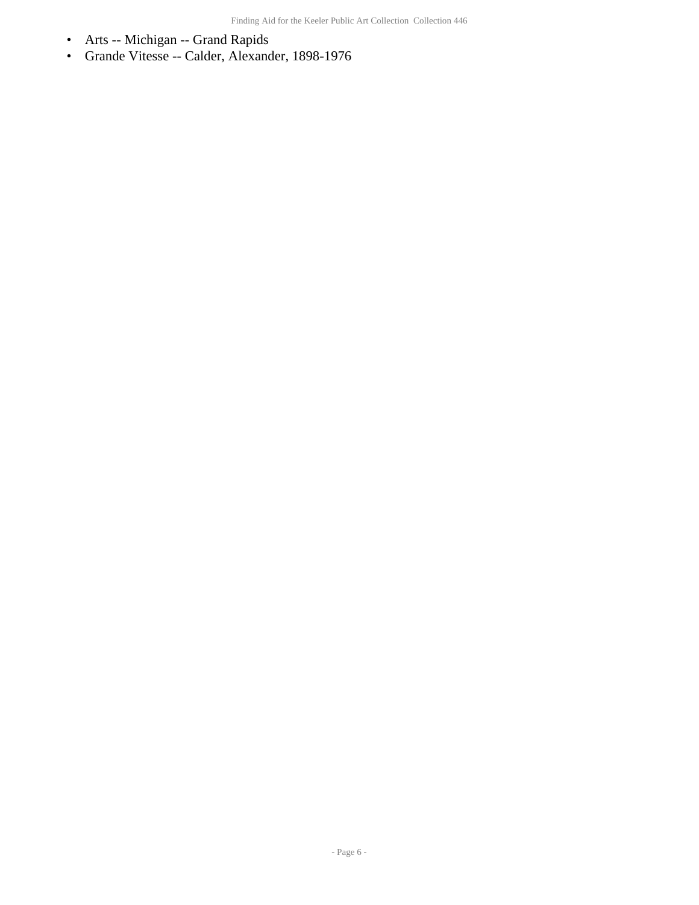- Arts -- Michigan -- Grand Rapids
- Grande Vitesse -- Calder, Alexander, 1898-1976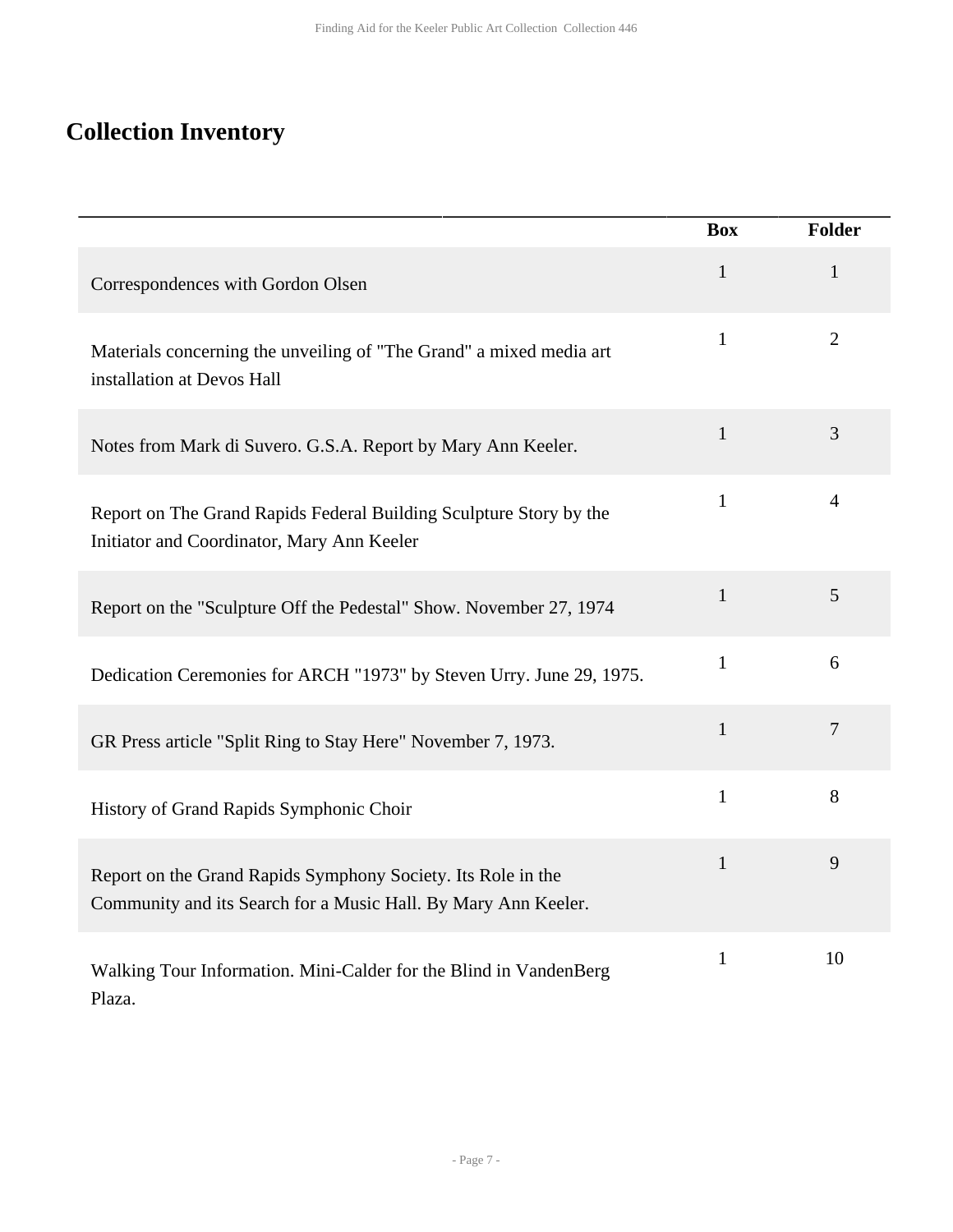## Collection Inventory

| | Box | Folder |
|---|---|---|
| Correspondences with Gordon Olsen | 1 | 1 |
| Materials concerning the unveiling of "The Grand" a mixed media art installation at Devos Hall | 1 | 2 |
| Notes from Mark di Suvero. G.S.A. Report by Mary Ann Keeler. | 1 | 3 |
| Report on The Grand Rapids Federal Building Sculpture Story by the Initiator and Coordinator, Mary Ann Keeler | 1 | 4 |
| Report on the "Sculpture Off the Pedestal" Show. November 27, 1974 | 1 | 5 |
| Dedication Ceremonies for ARCH "1973" by Steven Urry. June 29, 1975. | 1 | 6 |
| GR Press article "Split Ring to Stay Here" November 7, 1973. | 1 | 7 |
| History of Grand Rapids Symphonic Choir | 1 | 8 |
| Report on the Grand Rapids Symphony Society. Its Role in the Community and its Search for a Music Hall. By Mary Ann Keeler. | 1 | 9 |
| Walking Tour Information. Mini-Calder for the Blind in VandenBerg Plaza. | 1 | 10 |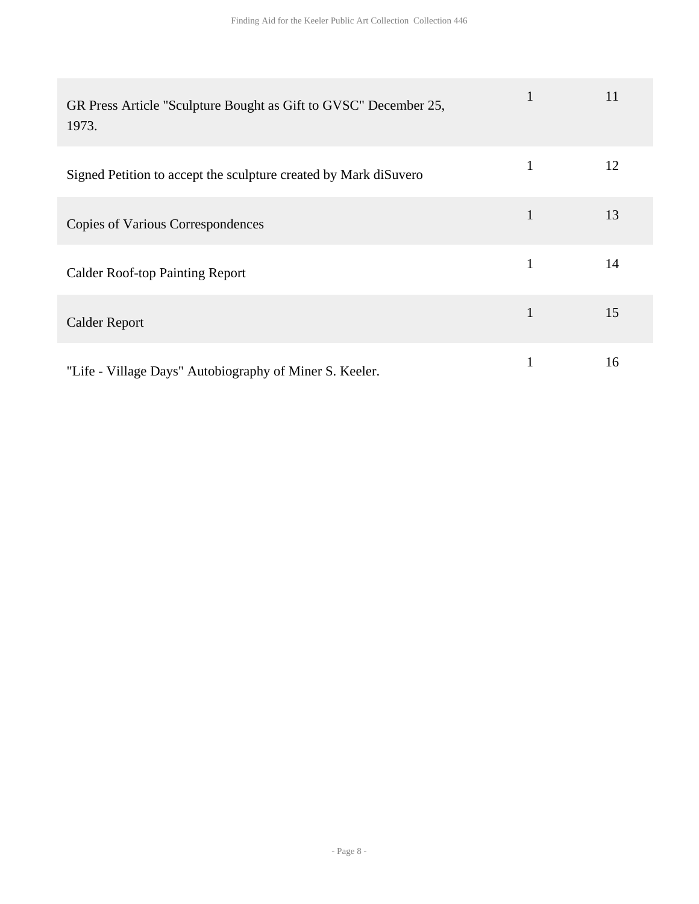| | | |
|---|---|---|
| GR Press Article "Sculpture Bought as Gift to GVSC" December 25, 1973. | 1 | 11 |
| Signed Petition to accept the sculpture created by Mark diSuvero | 1 | 12 |
| Copies of Various Correspondences | 1 | 13 |
| Calder Roof-top Painting Report | 1 | 14 |
| Calder Report | 1 | 15 |
| "Life - Village Days" Autobiography of Miner S. Keeler. | 1 | 16 |